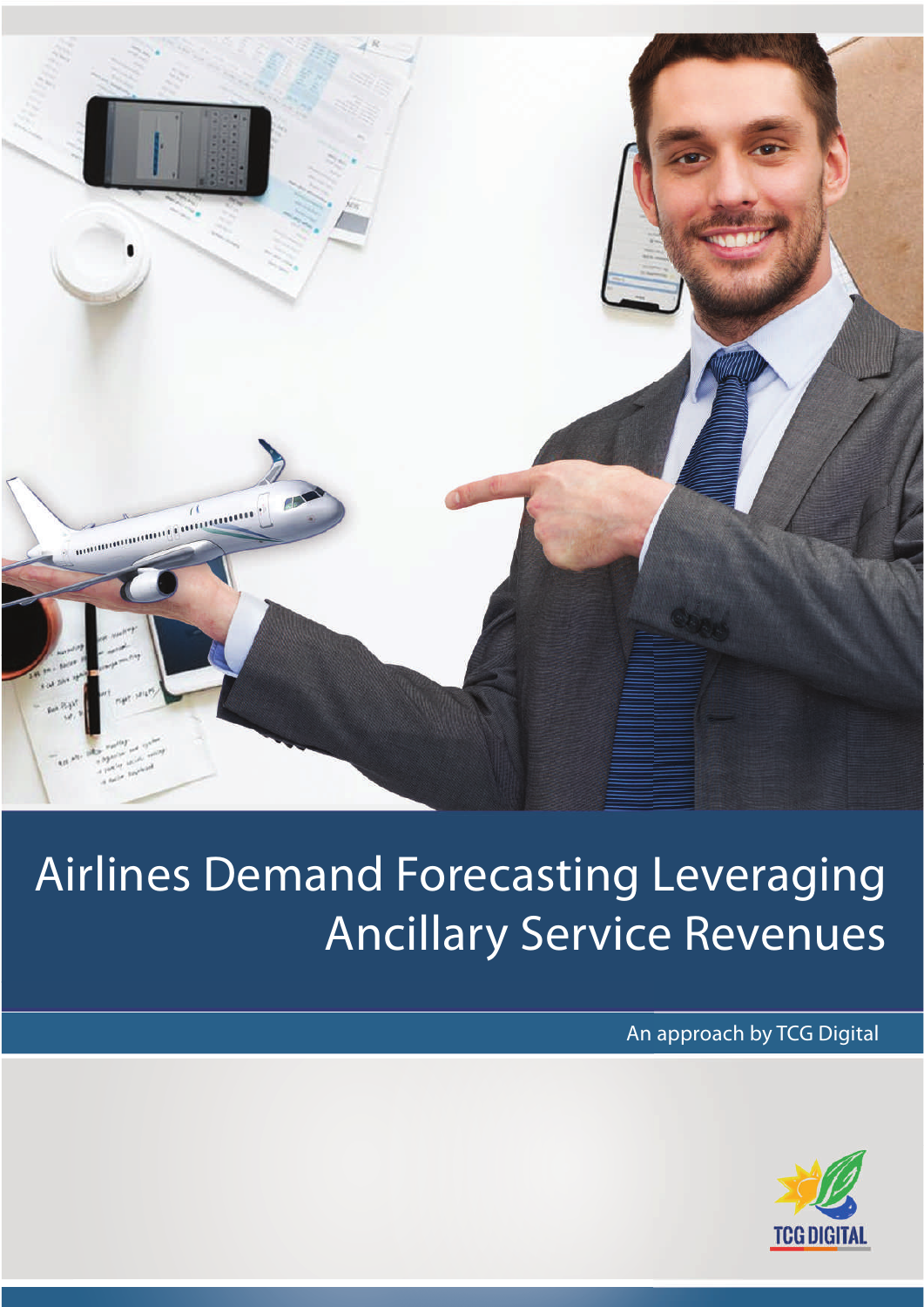# Airlines Demand Forecasting Leveraging Ancillary Service Revenues

An approach by TCG Digital

TCG DIGITAL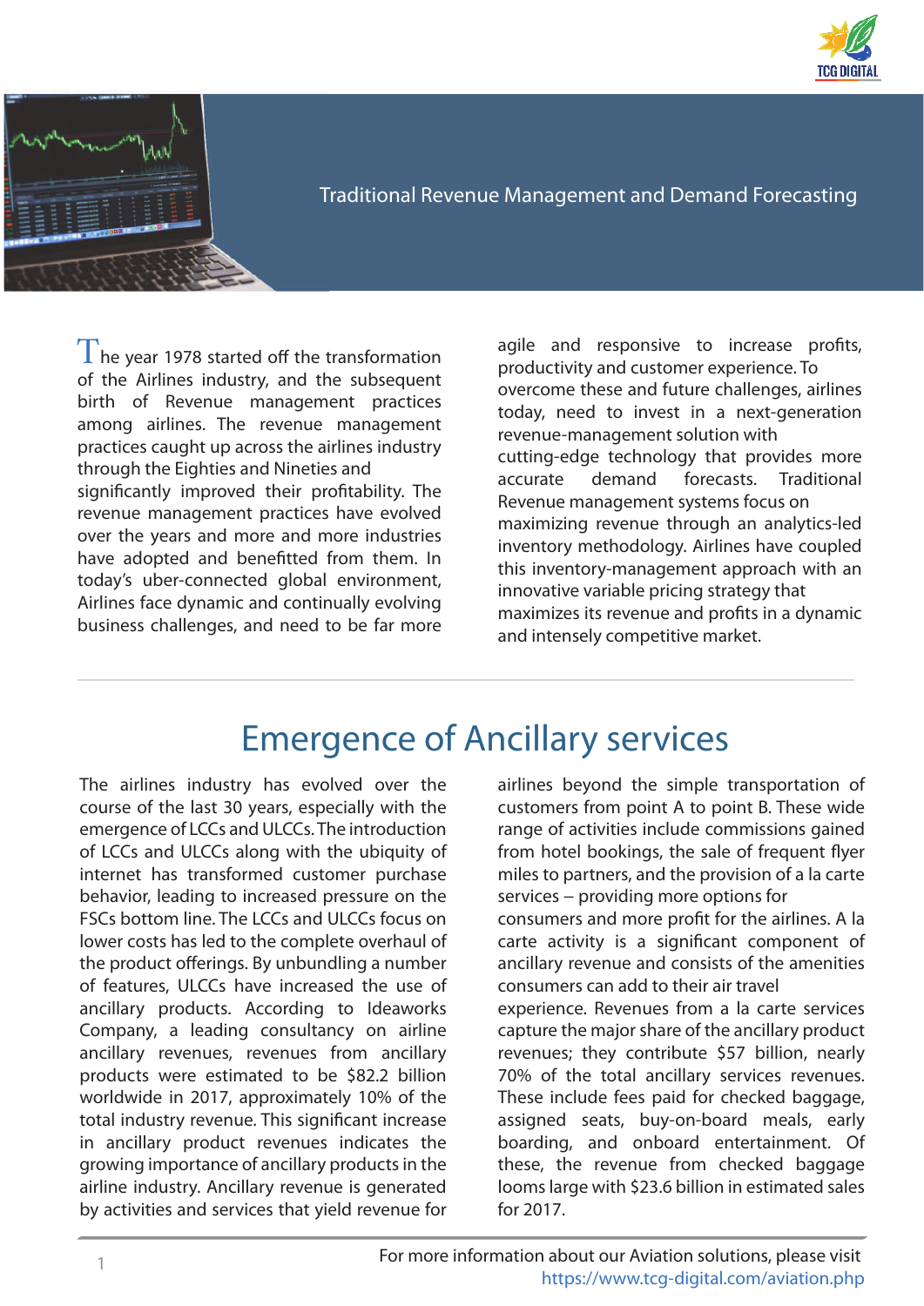## Traditional Revenue Management and Demand Forecasting

The year 1978 started off the transformation of the Airlines industry, and the subsequent birth of Revenue management practices among airlines. The revenue management practices caught up across the airlines industry through the Eighties and Nineties and significantly improved their profitability. The revenue management practices have evolved over the years and more and more industries have adopted and benefitted from them. In today's uber-connected global environment, Airlines face dynamic and continually evolving business challenges, and need to be far more agile and responsive to increase profits, productivity and customer experience. To overcome these and future challenges, airlines today, need to invest in a next-generation revenue-management solution with cutting-edge technology that provides more accurate demand forecasts. Traditional Revenue management systems focus on maximizing revenue through an analytics-led inventory methodology. Airlines have coupled this inventory-management approach with an innovative variable pricing strategy that maximizes its revenue and profits in a dynamic and intensely competitive market.

# Emergence of Ancillary services

The airlines industry has evolved over the course of the last 30 years, especially with the emergence of LCCs and ULCCs. The introduction of LCCs and ULCCs along with the ubiquity of internet has transformed customer purchase behavior, leading to increased pressure on the FSCs bottom line. The LCCs and ULCCs focus on lower costs has led to the complete overhaul of the product offerings. By unbundling a number of features, ULCCs have increased the use of ancillary products. According to Ideaworks Company, a leading consultancy on airline ancillary revenues, revenues from ancillary products were estimated to be $82.2 billion worldwide in 2017, approximately 10% of the total industry revenue. This significant increase in ancillary product revenues indicates the growing importance of ancillary products in the airline industry. Ancillary revenue is generated by activities and services that yield revenue for airlines beyond the simple transportation of customers from point A to point B. These wide range of activities include commissions gained from hotel bookings, the sale of frequent flyer miles to partners, and the provision of a la carte services – providing more options for consumers and more profit for the airlines. A la carte activity is a significant component of ancillary revenue and consists of the amenities consumers can add to their air travel experience. Revenues from a la carte services capture the major share of the ancillary product revenues; they contribute $57 billion, nearly 70% of the total ancillary services revenues. These include fees paid for checked baggage, assigned seats, buy-on-board meals, early boarding, and onboard entertainment. Of these, the revenue from checked baggage looms large with $23.6 billion in estimated sales for 2017.

For more information about our Aviation solutions, please visit https://www.tcg-digital.com/aviation.php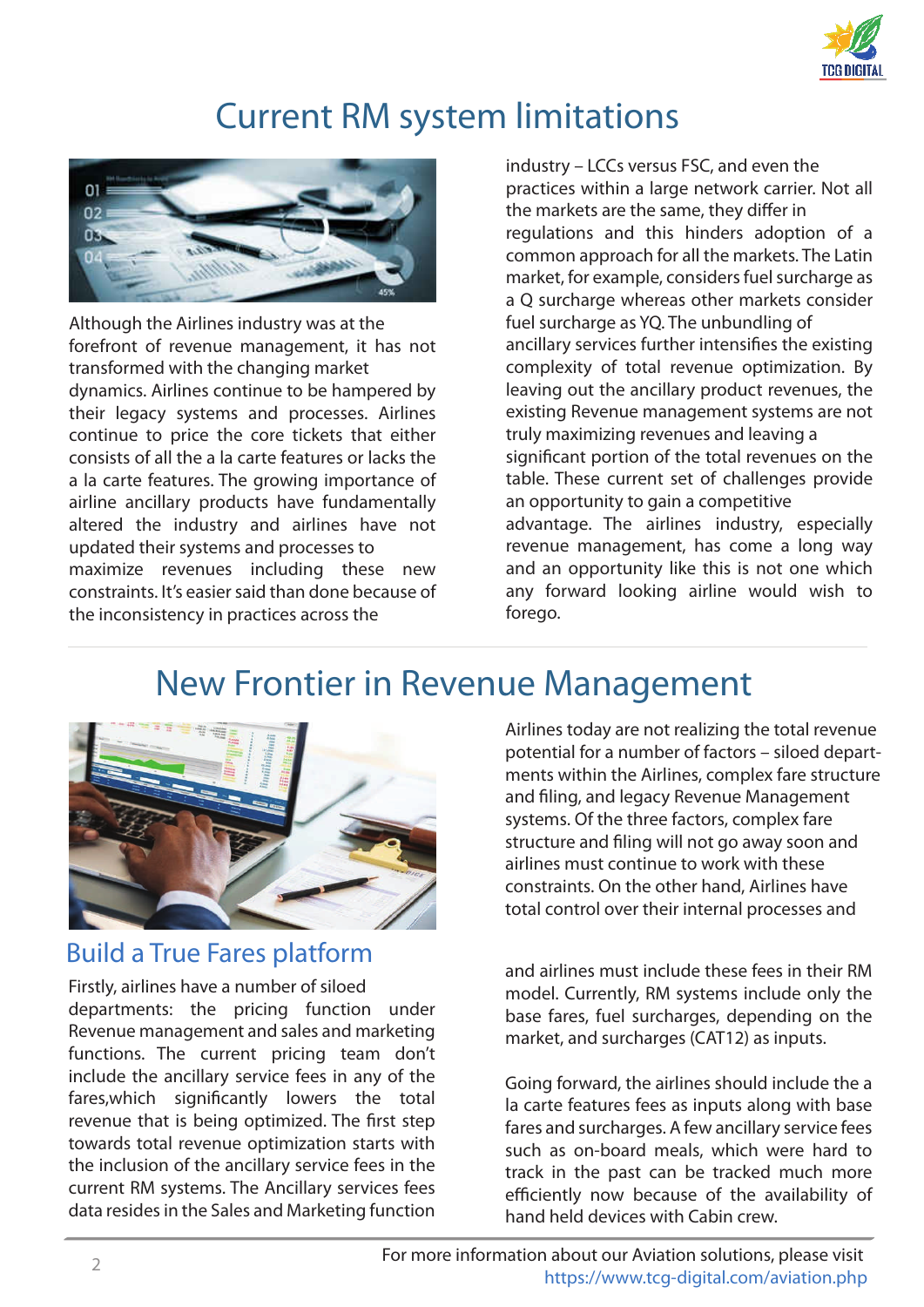# Current RM system limitations

Although the Airlines industry was at the forefront of revenue management, it has not transformed with the changing market dynamics. Airlines continue to be hampered by their legacy systems and processes. Airlines continue to price the core tickets that either consists of all the a la carte features or lacks the a la carte features. The growing importance of airline ancillary products have fundamentally altered the industry and airlines have not updated their systems and processes to maximize revenues including these new constraints. It's easier said than done because of the inconsistency in practices across the industry – LCCs versus FSC, and even the practices within a large network carrier. Not all the markets are the same, they differ in regulations and this hinders adoption of a common approach for all the markets. The Latin market, for example, considers fuel surcharge as a Q surcharge whereas other markets consider fuel surcharge as YQ. The unbundling of ancillary services further intensifies the existing complexity of total revenue optimization. By leaving out the ancillary product revenues, the existing Revenue management systems are not truly maximizing revenues and leaving a significant portion of the total revenues on the table. These current set of challenges provide an opportunity to gain a competitive advantage. The airlines industry, especially revenue management, has come a long way and an opportunity like this is not one which any forward looking airline would wish to forego.

# New Frontier in Revenue Management

Airlines today are not realizing the total revenue potential for a number of factors – siloed departments within the Airlines, complex fare structure and filing, and legacy Revenue Management systems. Of the three factors, complex fare structure and filing will not go away soon and airlines must continue to work with these constraints. On the other hand, Airlines have total control over their internal processes and

## Build a True Fares platform

Firstly, airlines have a number of siloed departments: the pricing function under Revenue management and sales and marketing functions. The current pricing team don't include the ancillary service fees in any of the fares,which significantly lowers the total revenue that is being optimized. The first step towards total revenue optimization starts with the inclusion of the ancillary service fees in the current RM systems. The Ancillary services fees data resides in the Sales and Marketing function and airlines must include these fees in their RM model. Currently, RM systems include only the base fares, fuel surcharges, depending on the market, and surcharges (CAT12) as inputs.

Going forward, the airlines should include the a la carte features fees as inputs along with base fares and surcharges. A few ancillary service fees such as on-board meals, which were hard to track in the past can be tracked much more efficiently now because of the availability of hand held devices with Cabin crew.

For more information about our Aviation solutions, please visit https://www.tcg-digital.com/aviation.php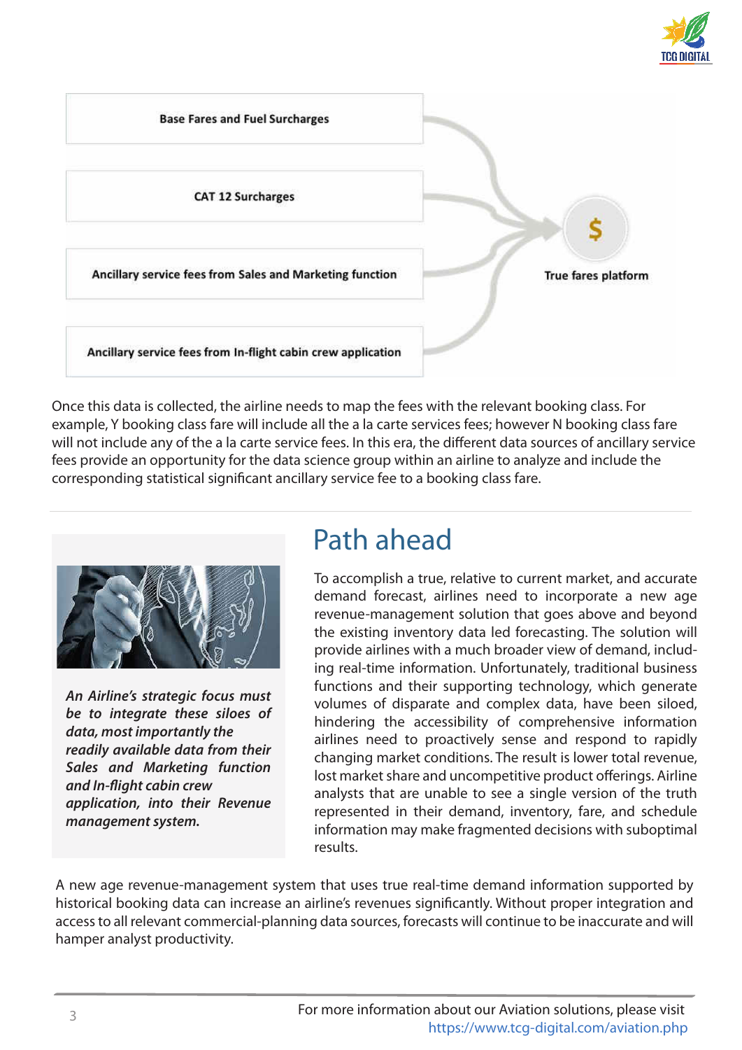Base Fares and Fuel Surcharges

CAT 12 Surcharges

Ancillary service fees from Sales and Marketing function

Ancillary service fees from In-flight cabin crew application

True fares platform

Once this data is collected, the airline needs to map the fees with the relevant booking class. For example, Y booking class fare will include all the a la carte services fees; however N booking class fare will not include any of the a la carte service fees. In this era, the different data sources of ancillary service fees provide an opportunity for the data science group within an airline to analyze and include the corresponding statistical significant ancillary service fee to a booking class fare.

*An Airline's strategic focus must be to integrate these siloes of data, most importantly the readily available data from their Sales and Marketing function and In-flight cabin crew application, into their Revenue management system.*

## Path ahead

To accomplish a true, relative to current market, and accurate demand forecast, airlines need to incorporate a new age revenue-management solution that goes above and beyond the existing inventory data led forecasting. The solution will provide airlines with a much broader view of demand, including real-time information. Unfortunately, traditional business functions and their supporting technology, which generate volumes of disparate and complex data, have been siloed, hindering the accessibility of comprehensive information airlines need to proactively sense and respond to rapidly changing market conditions. The result is lower total revenue, lost market share and uncompetitive product offerings. Airline analysts that are unable to see a single version of the truth represented in their demand, inventory, fare, and schedule information may make fragmented decisions with suboptimal results.

A new age revenue-management system that uses true real-time demand information supported by historical booking data can increase an airline's revenues significantly. Without proper integration and access to all relevant commercial-planning data sources, forecasts will continue to be inaccurate and will hamper analyst productivity.

For more information about our Aviation solutions, please visit https://www.tcg-digital.com/aviation.php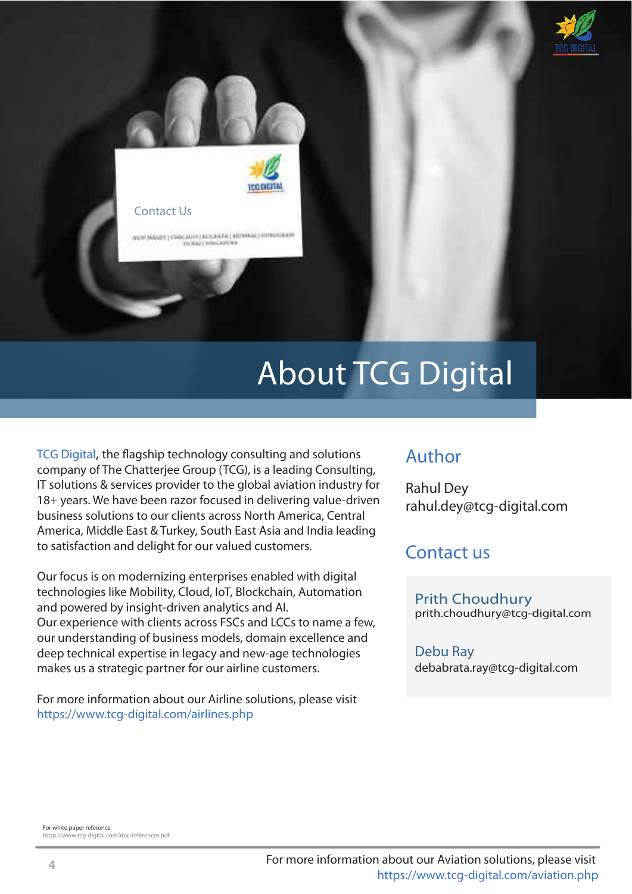# About TCG Digital

TCG Digital, the flagship technology consulting and solutions company of The Chatterjee Group (TCG), is a leading Consulting, IT solutions & services provider to the global aviation industry for 18+ years. We have been razor focused in delivering value-driven business solutions to our clients across North America, Central America, Middle East & Turkey, South East Asia and India leading to satisfaction and delight for our valued customers.

Our focus is on modernizing enterprises enabled with digital technologies like Mobility, Cloud, IoT, Blockchain, Automation and powered by insight-driven analytics and AI.
Our experience with clients across FSCs and LCCs to name a few, our understanding of business models, domain excellence and deep technical expertise in legacy and new-age technologies makes us a strategic partner for our airline customers.

For more information about our Airline solutions, please visit
https://www.tcg-digital.com/airlines.php

## Author

Rahul Dey
rahul.dey@tcg-digital.com

## Contact us

**Prith Choudhury**
prith.choudhury@tcg-digital.com

**Debu Ray**
debabrata.ray@tcg-digital.com

For white paper reference
https://www.tcg-digital.com/doc/references.pdf

For more information about our Aviation solutions, please visit
https://www.tcg-digital.com/aviation.php